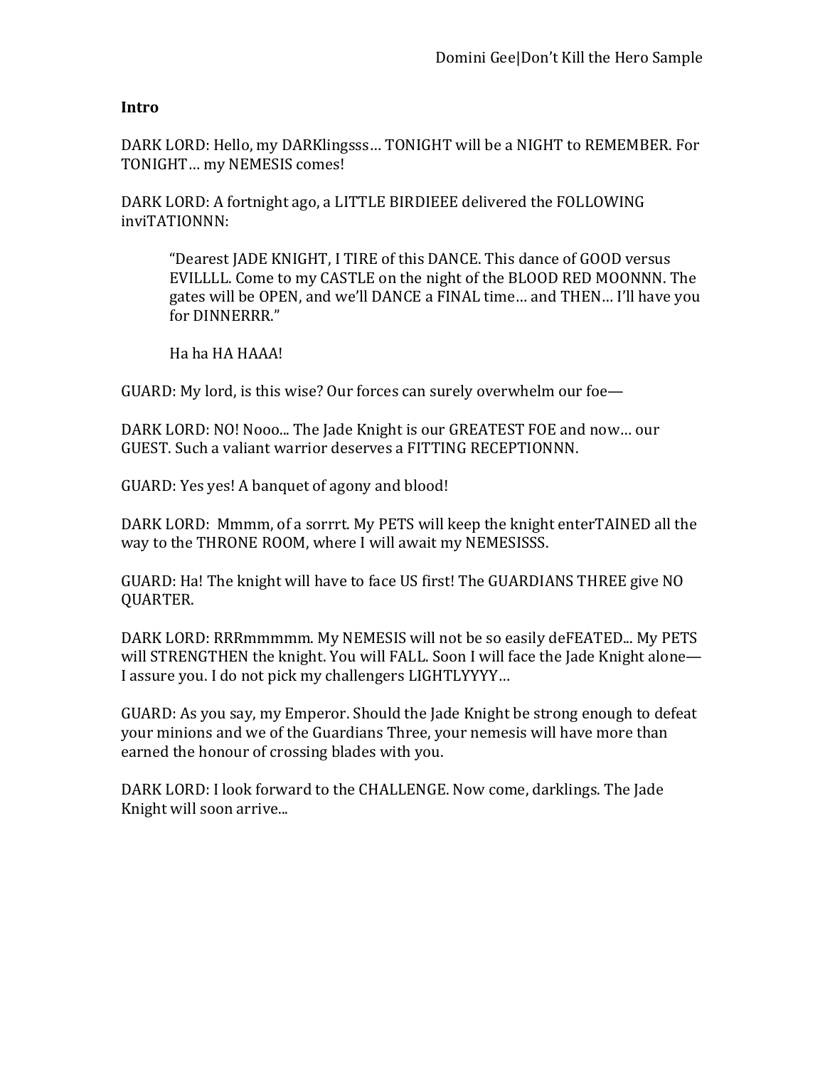**Intro**

DARK LORD: Hello, my DARKlingsss… TONIGHT will be a NIGHT to REMEMBER. For TONIGHT… my NEMESIS comes!

DARK LORD: A fortnight ago, a LITTLE BIRDIEEE delivered the FOLLOWING inviTATIONNN:

> "Dearest JADE KNIGHT, I TIRE of this DANCE. This dance of GOOD versus EVILLLL. Come to my CASTLE on the night of the BLOOD RED MOONNN. The gates will be OPEN, and we'll DANCE a FINAL time… and THEN… I'll have you for DINNERRR."
>
> Ha ha HA HAAA!

GUARD: My lord, is this wise? Our forces can surely overwhelm our foe—

DARK LORD: NO! Nooo... The Jade Knight is our GREATEST FOE and now… our GUEST. Such a valiant warrior deserves a FITTING RECEPTIONNN.

GUARD: Yes yes! A banquet of agony and blood!

DARK LORD: Mmmm, of a sorrrt. My PETS will keep the knight enterTAINED all the way to the THRONE ROOM, where I will await my NEMESISSS.

GUARD: Ha! The knight will have to face US first! The GUARDIANS THREE give NO QUARTER.

DARK LORD: RRRmmmmm. My NEMESIS will not be so easily deFEATED... My PETS will STRENGTHEN the knight. You will FALL. Soon I will face the Jade Knight alone—I assure you. I do not pick my challengers LIGHTLYYYY…

GUARD: As you say, my Emperor. Should the Jade Knight be strong enough to defeat your minions and we of the Guardians Three, your nemesis will have more than earned the honour of crossing blades with you.

DARK LORD: I look forward to the CHALLENGE. Now come, darklings. The Jade Knight will soon arrive...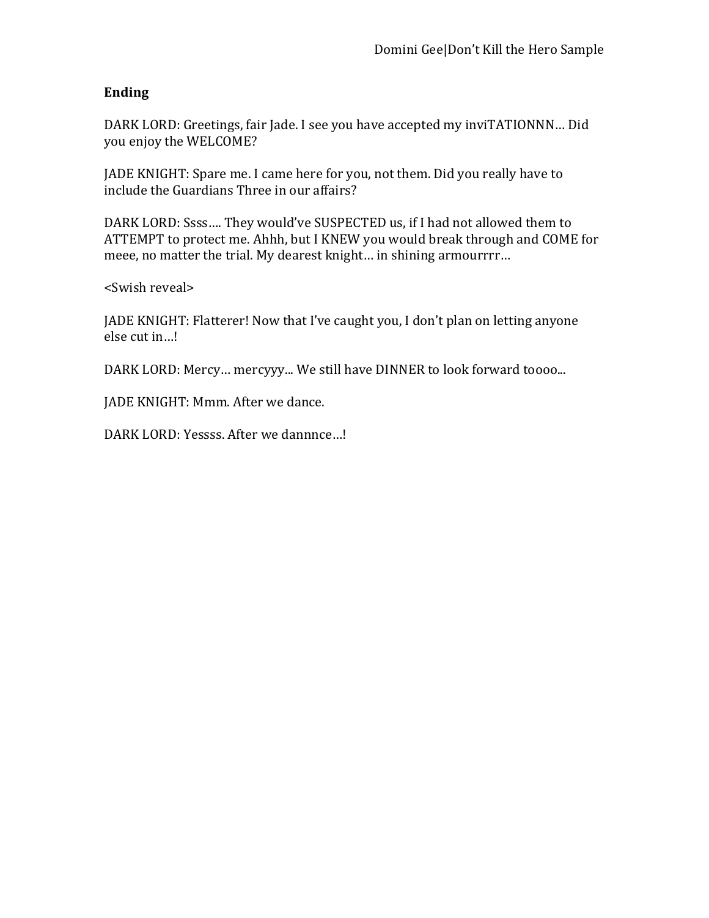**Ending**

DARK LORD: Greetings, fair Jade. I see you have accepted my inviTATIONNN… Did you enjoy the WELCOME?

JADE KNIGHT: Spare me. I came here for you, not them. Did you really have to include the Guardians Three in our affairs?

DARK LORD: Ssss…. They would've SUSPECTED us, if I had not allowed them to ATTEMPT to protect me. Ahhh, but I KNEW you would break through and COME for meee, no matter the trial. My dearest knight… in shining armourrrr…

<Swish reveal>

JADE KNIGHT: Flatterer! Now that I've caught you, I don't plan on letting anyone else cut in…!

DARK LORD: Mercy… mercyyy... We still have DINNER to look forward toooo...

JADE KNIGHT: Mmm. After we dance.

DARK LORD: Yessss. After we dannnce…!